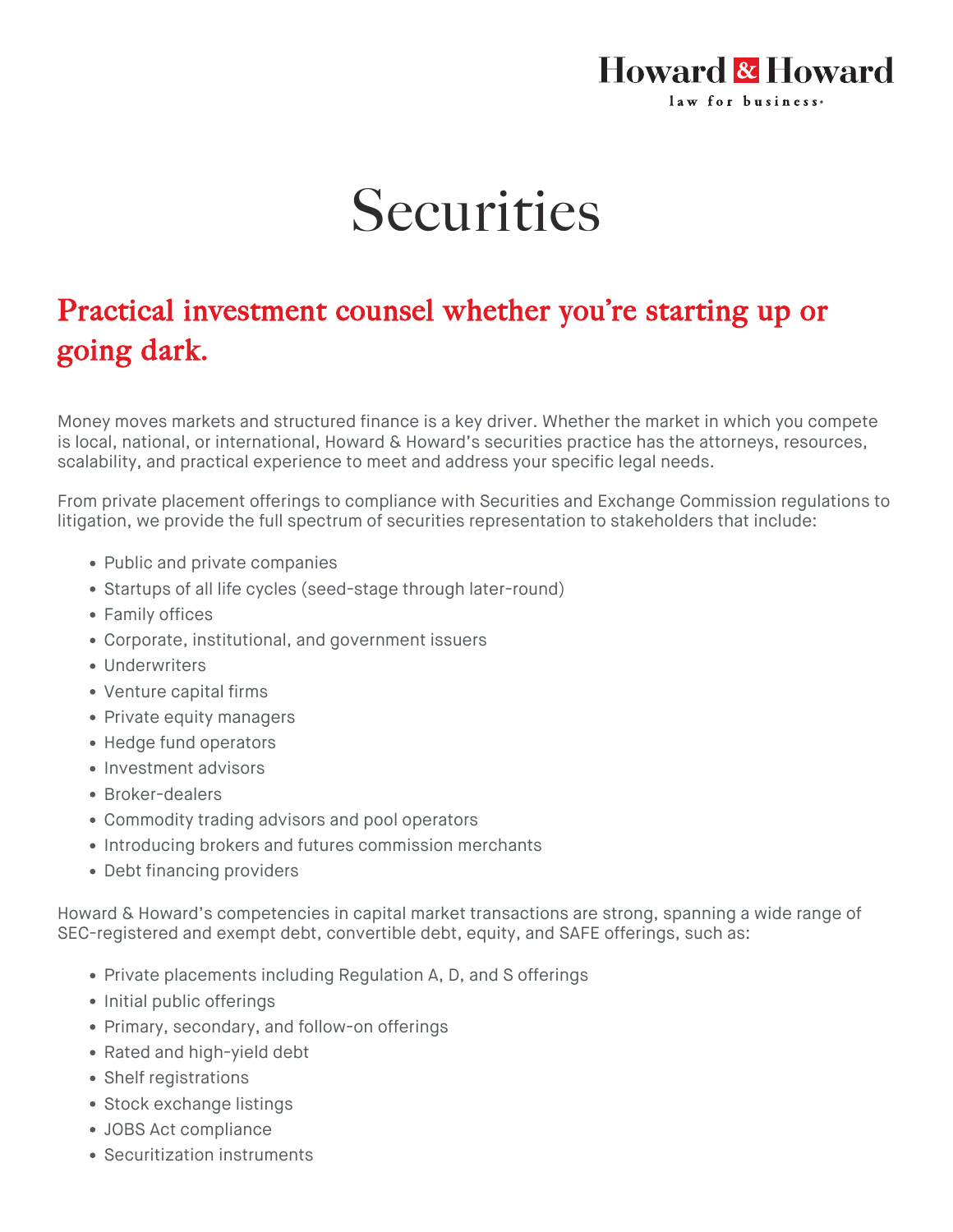Howard & Howard

law for business

# Securities

## Practical investment counsel whether you're starting up or going dark.

Money moves markets and structured finance is a key driver. Whether the market in which you compete is local, national, or international, Howard & Howard's securities practice has the attorneys, resources, scalability, and practical experience to meet and address your specific legal needs.

From private placement offerings to compliance with Securities and Exchange Commission regulations to litigation, we provide the full spectrum of securities representation to stakeholders that include:

- Public and private companies
- Startups of all life cycles (seed-stage through later-round)
- Family offices
- Corporate, institutional, and government issuers
- Underwriters
- Venture capital firms
- Private equity managers
- Hedge fund operators
- Investment advisors
- Broker-dealers
- Commodity trading advisors and pool operators
- Introducing brokers and futures commission merchants
- Debt financing providers

Howard & Howard's competencies in capital market transactions are strong, spanning a wide range of SEC-registered and exempt debt, convertible debt, equity, and SAFE offerings, such as:

- Private placements including Regulation A, D, and S offerings
- Initial public offerings
- Primary, secondary, and follow-on offerings
- Rated and high-yield debt
- Shelf registrations
- Stock exchange listings
- JOBS Act compliance
- Securitization instruments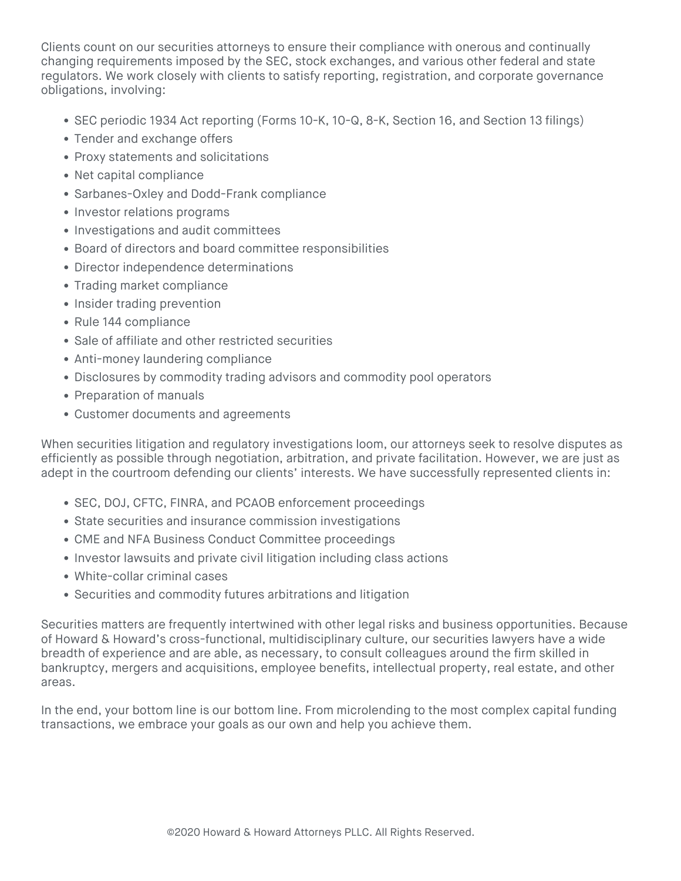Clients count on our securities attorneys to ensure their compliance with onerous and continually changing requirements imposed by the SEC, stock exchanges, and various other federal and state regulators. We work closely with clients to satisfy reporting, registration, and corporate governance obligations, involving:

- SEC periodic 1934 Act reporting (Forms 10-K, 10-Q, 8-K, Section 16, and Section 13 filings)
- Tender and exchange offers
- Proxy statements and solicitations
- Net capital compliance
- Sarbanes-Oxley and Dodd-Frank compliance
- Investor relations programs
- Investigations and audit committees
- Board of directors and board committee responsibilities
- Director independence determinations
- Trading market compliance
- Insider trading prevention
- Rule 144 compliance
- Sale of affiliate and other restricted securities
- Anti-money laundering compliance
- Disclosures by commodity trading advisors and commodity pool operators
- Preparation of manuals
- Customer documents and agreements

When securities litigation and regulatory investigations loom, our attorneys seek to resolve disputes as efficiently as possible through negotiation, arbitration, and private facilitation. However, we are just as adept in the courtroom defending our clients' interests. We have successfully represented clients in:

- SEC, DOJ, CFTC, FINRA, and PCAOB enforcement proceedings
- State securities and insurance commission investigations
- CME and NFA Business Conduct Committee proceedings
- Investor lawsuits and private civil litigation including class actions
- White-collar criminal cases
- Securities and commodity futures arbitrations and litigation

Securities matters are frequently intertwined with other legal risks and business opportunities. Because of Howard & Howard's cross-functional, multidisciplinary culture, our securities lawyers have a wide breadth of experience and are able, as necessary, to consult colleagues around the firm skilled in bankruptcy, mergers and acquisitions, employee benefits, intellectual property, real estate, and other areas.

In the end, your bottom line is our bottom line. From microlending to the most complex capital funding transactions, we embrace your goals as our own and help you achieve them.

©2020 Howard & Howard Attorneys PLLC. All Rights Reserved.